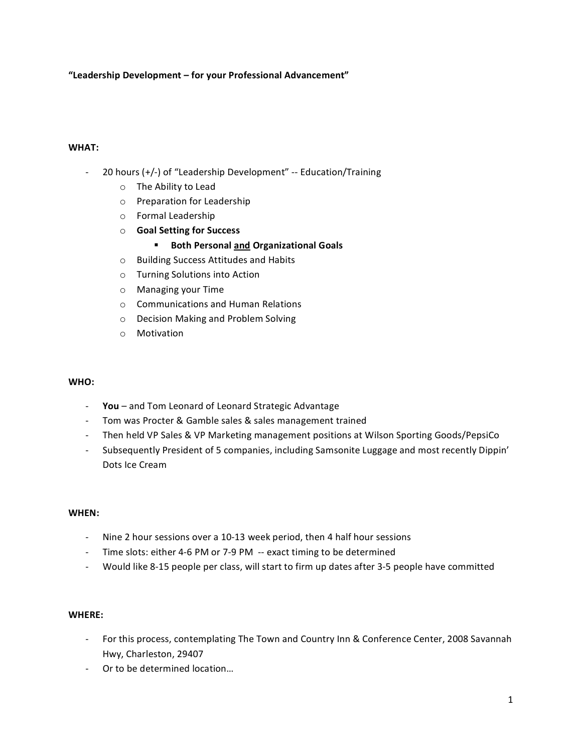**"Leadership Development – for your Professional Advancement"**

**WHAT:**

- 20 hours (+/-) of "Leadership Development" -- Education/Training
  - The Ability to Lead
  - Preparation for Leadership
  - Formal Leadership
  - **Goal Setting for Success**
    - **Both Personal <u>and</u> Organizational Goals**
  - Building Success Attitudes and Habits
  - Turning Solutions into Action
  - Managing your Time
  - Communications and Human Relations
  - Decision Making and Problem Solving
  - Motivation

**WHO:**

- **You** – and Tom Leonard of Leonard Strategic Advantage
- Tom was Procter & Gamble sales & sales management trained
- Then held VP Sales & VP Marketing management positions at Wilson Sporting Goods/PepsiCo
- Subsequently President of 5 companies, including Samsonite Luggage and most recently Dippin' Dots Ice Cream

**WHEN:**

- Nine 2 hour sessions over a 10-13 week period, then 4 half hour sessions
- Time slots: either 4-6 PM or 7-9 PM -- exact timing to be determined
- Would like 8-15 people per class, will start to firm up dates after 3-5 people have committed

**WHERE:**

- For this process, contemplating The Town and Country Inn & Conference Center, 2008 Savannah Hwy, Charleston, 29407
- Or to be determined location…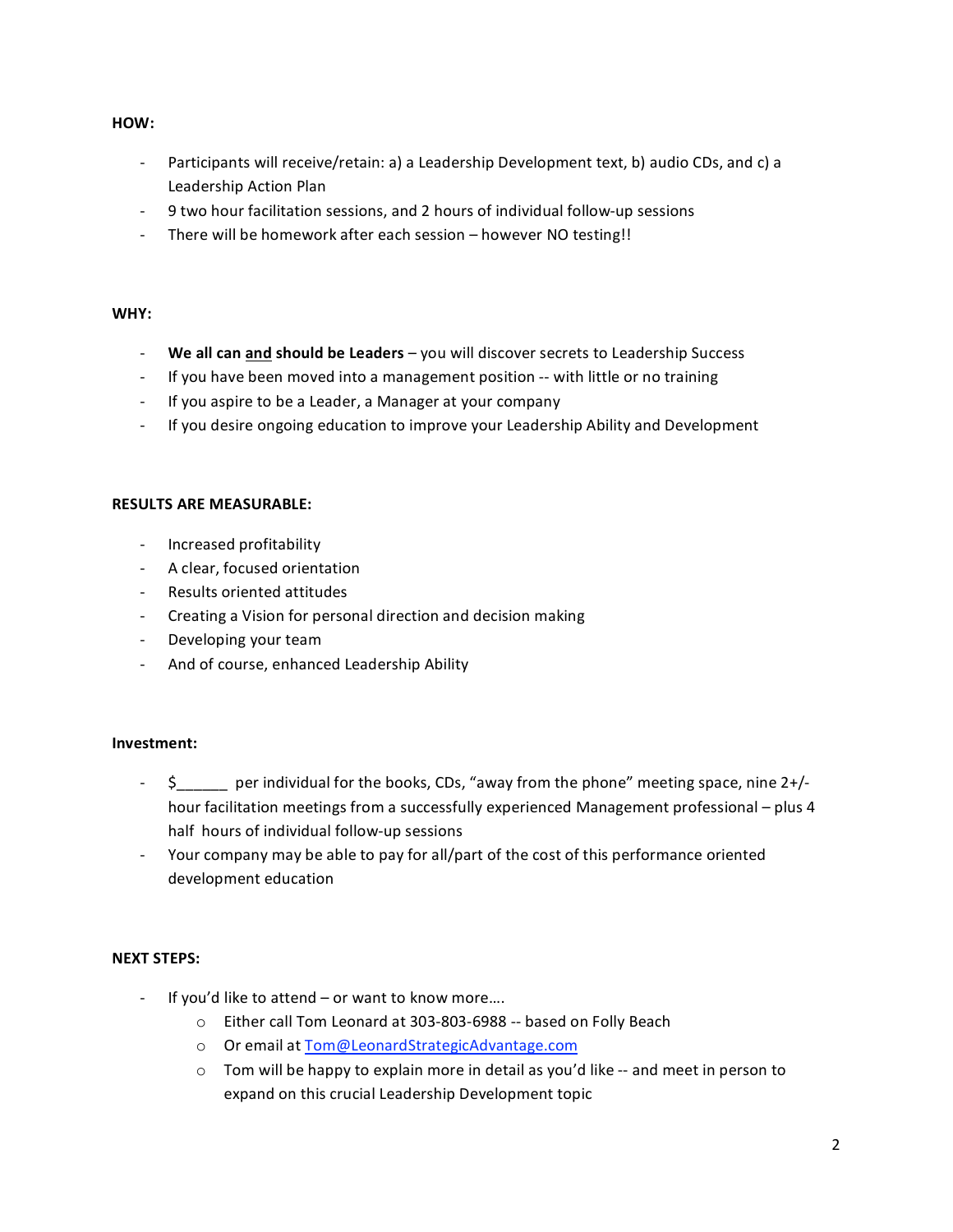**HOW:**

- Participants will receive/retain: a) a Leadership Development text, b) audio CDs, and c) a Leadership Action Plan
- 9 two hour facilitation sessions, and 2 hours of individual follow-up sessions
- There will be homework after each session – however NO testing!!

**WHY:**

- **We all can <u>and</u> should be Leaders** – you will discover secrets to Leadership Success
- If you have been moved into a management position -- with little or no training
- If you aspire to be a Leader, a Manager at your company
- If you desire ongoing education to improve your Leadership Ability and Development

**RESULTS ARE MEASURABLE:**

- Increased profitability
- A clear, focused orientation
- Results oriented attitudes
- Creating a Vision for personal direction and decision making
- Developing your team
- And of course, enhanced Leadership Ability

**Investment:**

- $______ per individual for the books, CDs, "away from the phone" meeting space, nine 2+/- hour facilitation meetings from a successfully experienced Management professional – plus 4 half hours of individual follow-up sessions
- Your company may be able to pay for all/part of the cost of this performance oriented development education

**NEXT STEPS:**

- If you'd like to attend – or want to know more….
    - Either call Tom Leonard at 303-803-6988 -- based on Folly Beach
    - Or email at [Tom@LeonardStrategicAdvantage.com](mailto:Tom@LeonardStrategicAdvantage.com)
    - Tom will be happy to explain more in detail as you'd like -- and meet in person to expand on this crucial Leadership Development topic